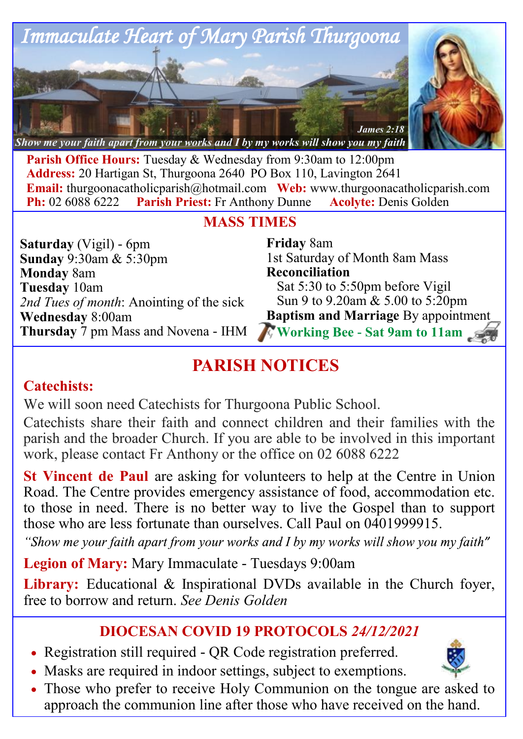# Immaculate Heart of Mary Parish Thurgoona

*Show me your faith apart from your works and I by my works will show you my faith* — James 2:18

**Parish Office Hours:** Tuesday & Wednesday from 9:30am to 12:00pm
**Address:** 20 Hartigan St, Thurgoona 2640 PO Box 110, Lavington 2641
**Email:** thurgoonacatholicparish@hotmail.com **Web:** www.thurgoonacatholicparish.com
**Ph:** 02 6088 6222 **Parish Priest:** Fr Anthony Dunne **Acolyte:** Denis Golden

## MASS TIMES

**Saturday** (Vigil) - 6pm
**Sunday** 9:30am & 5:30pm
**Monday** 8am
**Tuesday** 10am
*2nd Tues of month*: Anointing of the sick
**Wednesday** 8:00am
**Thursday** 7 pm Mass and Novena - IHM
**Friday** 8am
1st Saturday of Month 8am Mass
**Reconciliation**
Sat 5:30 to 5:50pm before Vigil
Sun 9 to 9.20am & 5.00 to 5:20pm
**Baptism and Marriage** By appointment
**Working Bee - Sat 9am to 11am**

## PARISH NOTICES

**Catechists:**

We will soon need Catechists for Thurgoona Public School.

Catechists share their faith and connect children and their families with the parish and the broader Church. If you are able to be involved in this important work, please contact Fr Anthony or the office on 02 6088 6222

**St Vincent de Paul** are asking for volunteers to help at the Centre in Union Road. The Centre provides emergency assistance of food, accommodation etc. to those in need. There is no better way to live the Gospel than to support those who are less fortunate than ourselves. Call Paul on 0401999915.

*"Show me your faith apart from your works and I by my works will show you my faith"*

**Legion of Mary:** Mary Immaculate - Tuesdays 9:00am

**Library:** Educational & Inspirational DVDs available in the Church foyer, free to borrow and return. *See Denis Golden*

## DIOCESAN COVID 19 PROTOCOLS *24/12/2021*

- Registration still required - QR Code registration preferred.
- Masks are required in indoor settings, subject to exemptions.
- Those who prefer to receive Holy Communion on the tongue are asked to approach the communion line after those who have received on the hand.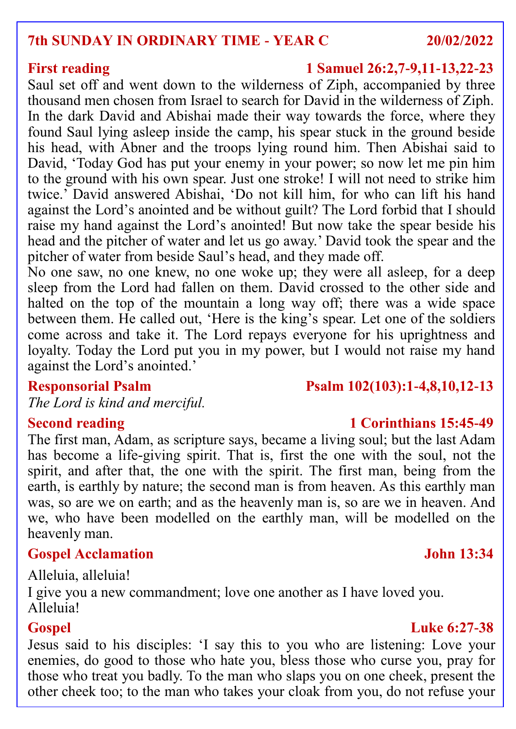## 7th SUNDAY IN ORDINARY TIME - YEAR C — 20/02/2022

### First reading — 1 Samuel 26:2,7-9,11-13,22-23

Saul set off and went down to the wilderness of Ziph, accompanied by three thousand men chosen from Israel to search for David in the wilderness of Ziph. In the dark David and Abishai made their way towards the force, where they found Saul lying asleep inside the camp, his spear stuck in the ground beside his head, with Abner and the troops lying round him. Then Abishai said to David, 'Today God has put your enemy in your power; so now let me pin him to the ground with his own spear. Just one stroke! I will not need to strike him twice.' David answered Abishai, 'Do not kill him, for who can lift his hand against the Lord's anointed and be without guilt? The Lord forbid that I should raise my hand against the Lord's anointed! But now take the spear beside his head and the pitcher of water and let us go away.' David took the spear and the pitcher of water from beside Saul's head, and they made off.

No one saw, no one knew, no one woke up; they were all asleep, for a deep sleep from the Lord had fallen on them. David crossed to the other side and halted on the top of the mountain a long way off; there was a wide space between them. He called out, 'Here is the king's spear. Let one of the soldiers come across and take it. The Lord repays everyone for his uprightness and loyalty. Today the Lord put you in my power, but I would not raise my hand against the Lord's anointed.'

### Responsorial Psalm — Psalm 102(103):1-4,8,10,12-13

*The Lord is kind and merciful.*

### Second reading — 1 Corinthians 15:45-49

The first man, Adam, as scripture says, became a living soul; but the last Adam has become a life-giving spirit. That is, first the one with the soul, not the spirit, and after that, the one with the spirit. The first man, being from the earth, is earthly by nature; the second man is from heaven. As this earthly man was, so are we on earth; and as the heavenly man is, so are we in heaven. And we, who have been modelled on the earthly man, will be modelled on the heavenly man.

### Gospel Acclamation — John 13:34

Alleluia, alleluia!
I give you a new commandment; love one another as I have loved you.
Alleluia!

### Gospel — Luke 6:27-38

Jesus said to his disciples: 'I say this to you who are listening: Love your enemies, do good to those who hate you, bless those who curse you, pray for those who treat you badly. To the man who slaps you on one cheek, present the other cheek too; to the man who takes your cloak from you, do not refuse your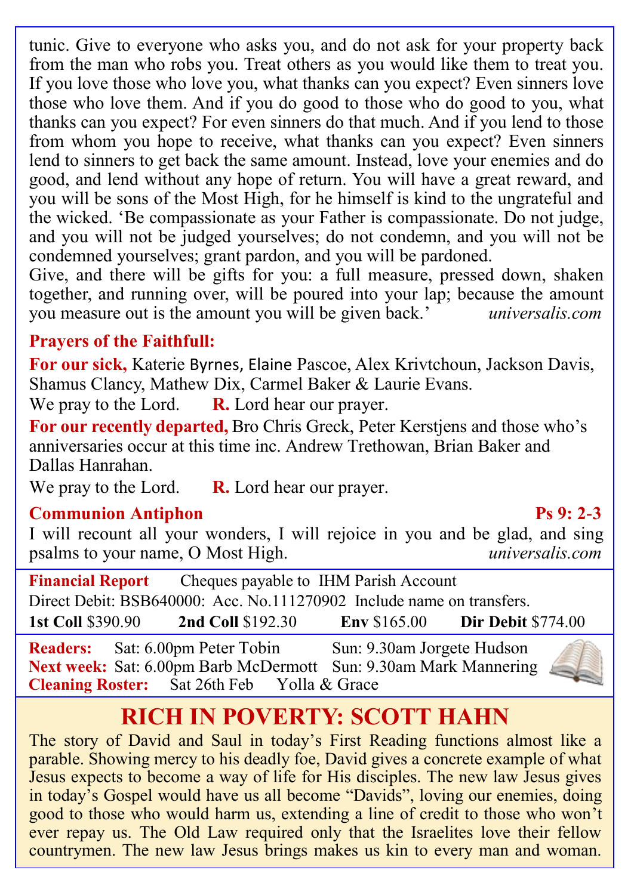tunic. Give to everyone who asks you, and do not ask for your property back from the man who robs you. Treat others as you would like them to treat you. If you love those who love you, what thanks can you expect? Even sinners love those who love them. And if you do good to those who do good to you, what thanks can you expect? For even sinners do that much. And if you lend to those from whom you hope to receive, what thanks can you expect? Even sinners lend to sinners to get back the same amount. Instead, love your enemies and do good, and lend without any hope of return. You will have a great reward, and you will be sons of the Most High, for he himself is kind to the ungrateful and the wicked. 'Be compassionate as your Father is compassionate. Do not judge, and you will not be judged yourselves; do not condemn, and you will not be condemned yourselves; grant pardon, and you will be pardoned.
Give, and there will be gifts for you: a full measure, pressed down, shaken together, and running over, will be poured into your lap; because the amount you measure out is the amount you will be given back.' *universalis.com*

**Prayers of the Faithfull:**

**For our sick,** Katerie Byrnes, Elaine Pascoe, Alex Krivtchoun, Jackson Davis, Shamus Clancy, Mathew Dix, Carmel Baker & Laurie Evans.
We pray to the Lord. **R.** Lord hear our prayer.

**For our recently departed,** Bro Chris Greck, Peter Kerstjens and those who's anniversaries occur at this time inc. Andrew Trethowan, Brian Baker and Dallas Hanrahan.
We pray to the Lord. **R.** Lord hear our prayer.

**Communion Antiphon** **Ps 9: 2-3**
I will recount all your wonders, I will rejoice in you and be glad, and sing psalms to your name, O Most High. *universalis.com*

**Financial Report** Cheques payable to IHM Parish Account
Direct Debit: BSB640000: Acc. No.111270902 Include name on transfers.
**1st Coll** $390.90 **2nd Coll** $192.30 **Env** $165.00 **Dir Debit** $774.00

**Readers:** Sat: 6.00pm Peter Tobin Sun: 9.30am Jorgete Hudson
**Next week:** Sat: 6.00pm Barb McDermott Sun: 9.30am Mark Mannering
**Cleaning Roster:** Sat 26th Feb Yolla & Grace

## RICH IN POVERTY: SCOTT HAHN

The story of David and Saul in today's First Reading functions almost like a parable. Showing mercy to his deadly foe, David gives a concrete example of what Jesus expects to become a way of life for His disciples. The new law Jesus gives in today's Gospel would have us all become "Davids", loving our enemies, doing good to those who would harm us, extending a line of credit to those who won't ever repay us. The Old Law required only that the Israelites love their fellow countrymen. The new law Jesus brings makes us kin to every man and woman.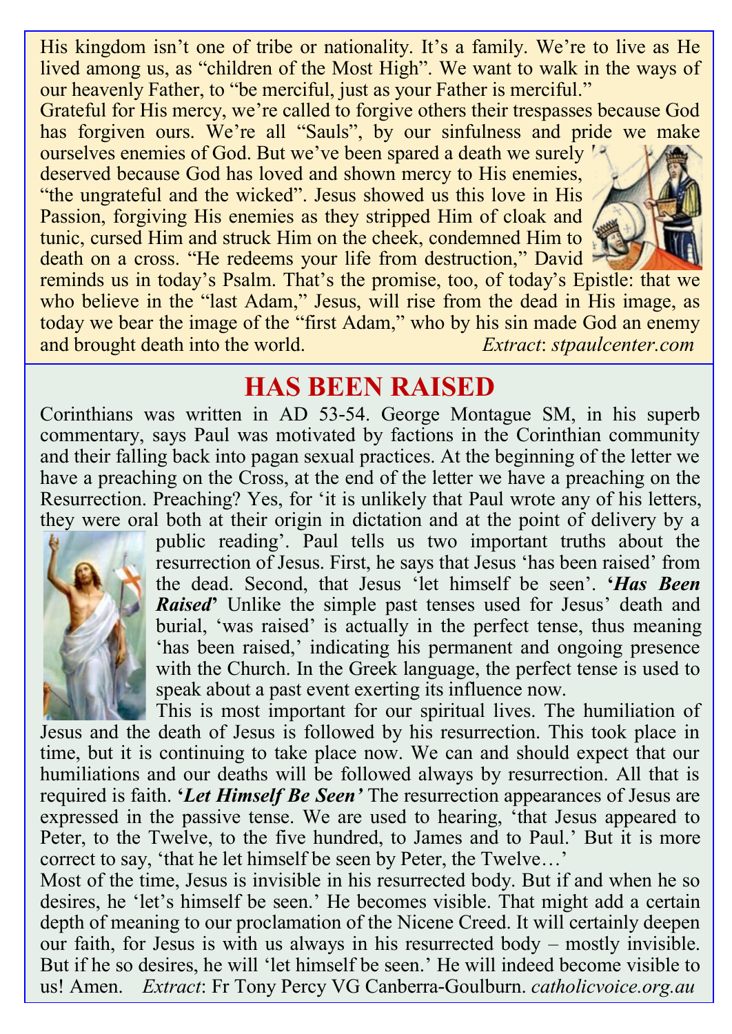His kingdom isn't one of tribe or nationality. It's a family. We're to live as He lived among us, as "children of the Most High". We want to walk in the ways of our heavenly Father, to "be merciful, just as your Father is merciful."

Grateful for His mercy, we're called to forgive others their trespasses because God has forgiven ours. We're all "Sauls", by our sinfulness and pride we make ourselves enemies of God. But we've been spared a death we surely deserved because God has loved and shown mercy to His enemies, "the ungrateful and the wicked". Jesus showed us this love in His Passion, forgiving His enemies as they stripped Him of cloak and tunic, cursed Him and struck Him on the cheek, condemned Him to death on a cross. "He redeems your life from destruction," David reminds us in today's Psalm. That's the promise, too, of today's Epistle: that we who believe in the "last Adam," Jesus, will rise from the dead in His image, as today we bear the image of the "first Adam," who by his sin made God an enemy and brought death into the world. *Extract*: *stpaulcenter.com*

# HAS BEEN RAISED

Corinthians was written in AD 53-54. George Montague SM, in his superb commentary, says Paul was motivated by factions in the Corinthian community and their falling back into pagan sexual practices. At the beginning of the letter we have a preaching on the Cross, at the end of the letter we have a preaching on the Resurrection. Preaching? Yes, for 'it is unlikely that Paul wrote any of his letters, they were oral both at their origin in dictation and at the point of delivery by a public reading'. Paul tells us two important truths about the resurrection of Jesus. First, he says that Jesus 'has been raised' from the dead. Second, that Jesus 'let himself be seen'. ***'Has Been Raised'*** Unlike the simple past tenses used for Jesus' death and burial, 'was raised' is actually in the perfect tense, thus meaning 'has been raised,' indicating his permanent and ongoing presence with the Church. In the Greek language, the perfect tense is used to speak about a past event exerting its influence now.

This is most important for our spiritual lives. The humiliation of Jesus and the death of Jesus is followed by his resurrection. This took place in time, but it is continuing to take place now. We can and should expect that our humiliations and our deaths will be followed always by resurrection. All that is required is faith. ***'Let Himself Be Seen'*** The resurrection appearances of Jesus are expressed in the passive tense. We are used to hearing, 'that Jesus appeared to Peter, to the Twelve, to the five hundred, to James and to Paul.' But it is more correct to say, 'that he let himself be seen by Peter, the Twelve…'

Most of the time, Jesus is invisible in his resurrected body. But if and when he so desires, he 'let's himself be seen.' He becomes visible. That might add a certain depth of meaning to our proclamation of the Nicene Creed. It will certainly deepen our faith, for Jesus is with us always in his resurrected body – mostly invisible. But if he so desires, he will 'let himself be seen.' He will indeed become visible to us! Amen. *Extract*: Fr Tony Percy VG Canberra-Goulburn. *catholicvoice.org.au*